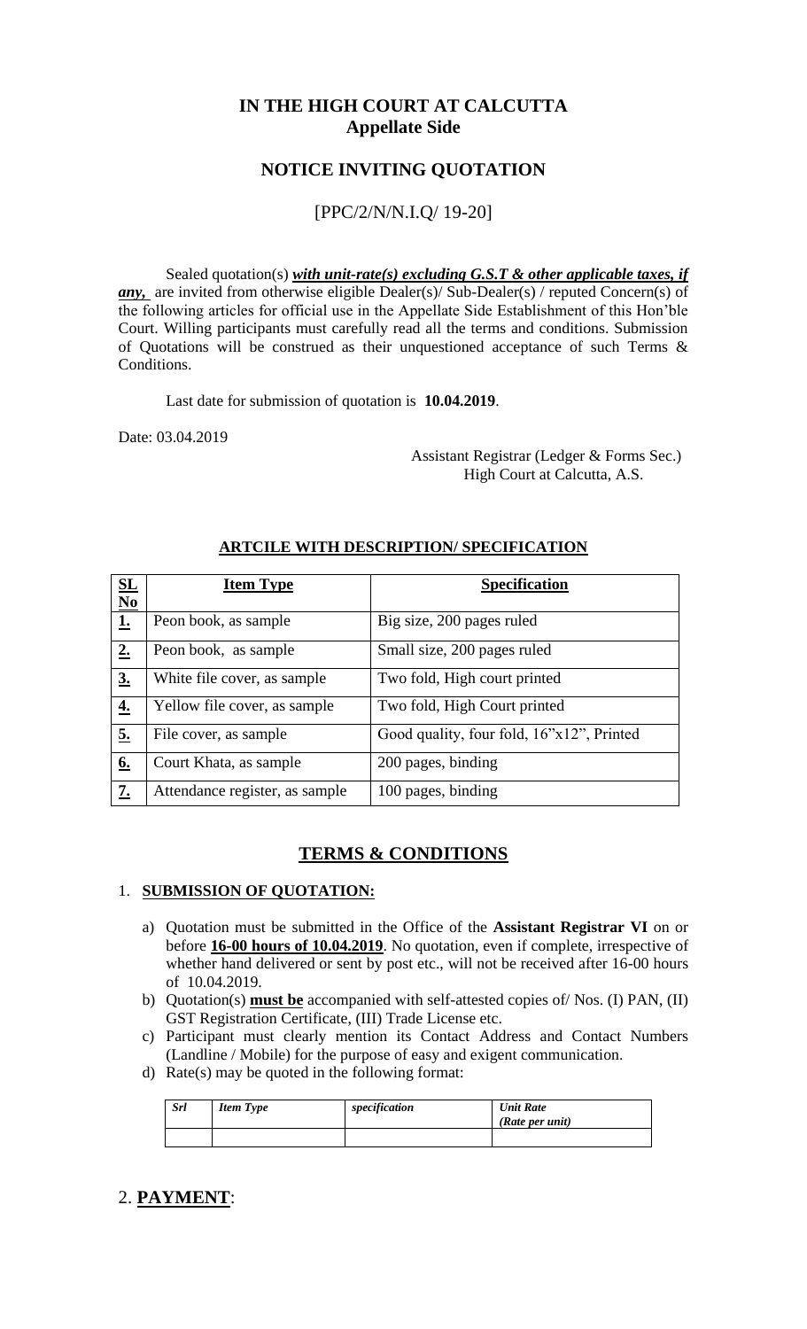## IN THE HIGH COURT AT CALCUTTA
## Appellate Side

## NOTICE INVITING QUOTATION

[PPC/2/N/N.I.Q/ 19-20]

Sealed quotation(s) ***with unit-rate(s) excluding G.S.T & other applicable taxes, if any,*** are invited from otherwise eligible Dealer(s)/ Sub-Dealer(s) / reputed Concern(s) of the following articles for official use in the Appellate Side Establishment of this Hon'ble Court. Willing participants must carefully read all the terms and conditions. Submission of Quotations will be construed as their unquestioned acceptance of such Terms & Conditions.

Last date for submission of quotation is **10.04.2019**.

Date: 03.04.2019

Assistant Registrar (Ledger & Forms Sec.)
High Court at Calcutta, A.S.

**ARTCILE WITH DESCRIPTION/ SPECIFICATION**

| SL No | Item Type | Specification |
|---|---|---|
| 1. | Peon book, as sample | Big size, 200 pages ruled |
| 2. | Peon book, as sample | Small size, 200 pages ruled |
| 3. | White file cover, as sample | Two fold, High court printed |
| 4. | Yellow file cover, as sample | Two fold, High Court printed |
| 5. | File cover, as sample | Good quality, four fold, 16"x12", Printed |
| 6. | Court Khata, as sample | 200 pages, binding |
| 7. | Attendance register, as sample | 100 pages, binding |

## TERMS & CONDITIONS

1. **SUBMISSION OF QUOTATION:**

   a) Quotation must be submitted in the Office of the **Assistant Registrar VI** on or before **16-00 hours of 10.04.2019**. No quotation, even if complete, irrespective of whether hand delivered or sent by post etc., will not be received after 16-00 hours of 10.04.2019.

   b) Quotation(s) **must be** accompanied with self-attested copies of/ Nos. (I) PAN, (II) GST Registration Certificate, (III) Trade License etc.

   c) Participant must clearly mention its Contact Address and Contact Numbers (Landline / Mobile) for the purpose of easy and exigent communication.

   d) Rate(s) may be quoted in the following format:

| *Srl* | *Item Type* | *specification* | *Unit Rate (Rate per unit)* |
|---|---|---|---|
| | | | |

2. **PAYMENT**: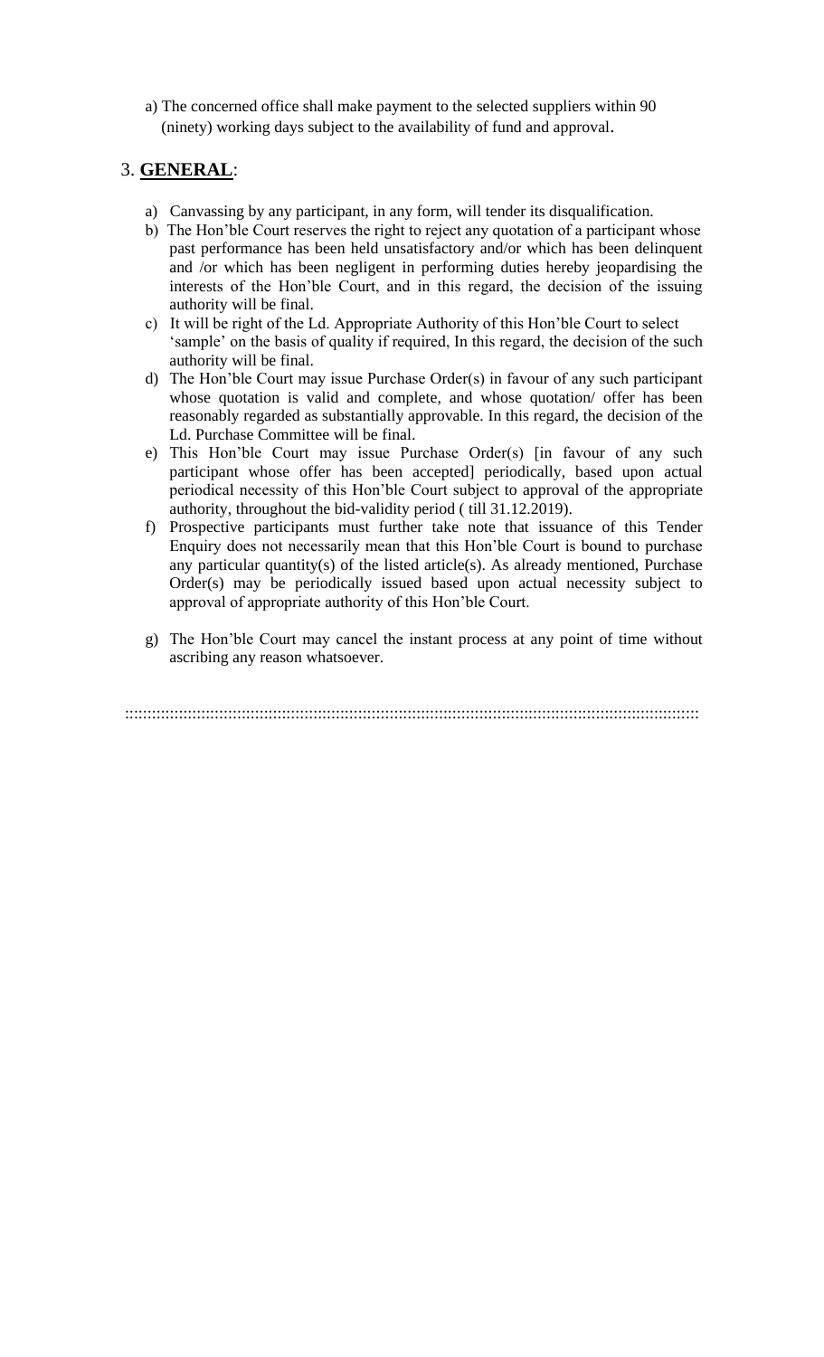a) The concerned office shall make payment to the selected suppliers within 90 (ninety) working days subject to the availability of fund and approval.

## 3. **GENERAL**:

a) Canvassing by any participant, in any form, will tender its disqualification.

b) The Hon'ble Court reserves the right to reject any quotation of a participant whose past performance has been held unsatisfactory and/or which has been delinquent and /or which has been negligent in performing duties hereby jeopardising the interests of the Hon'ble Court, and in this regard, the decision of the issuing authority will be final.

c) It will be right of the Ld. Appropriate Authority of this Hon'ble Court to select 'sample' on the basis of quality if required, In this regard, the decision of the such authority will be final.

d) The Hon'ble Court may issue Purchase Order(s) in favour of any such participant whose quotation is valid and complete, and whose quotation/ offer has been reasonably regarded as substantially approvable. In this regard, the decision of the Ld. Purchase Committee will be final.

e) This Hon'ble Court may issue Purchase Order(s) [in favour of any such participant whose offer has been accepted] periodically, based upon actual periodical necessity of this Hon'ble Court subject to approval of the appropriate authority, throughout the bid-validity period ( till 31.12.2019).

f) Prospective participants must further take note that issuance of this Tender Enquiry does not necessarily mean that this Hon'ble Court is bound to purchase any particular quantity(s) of the listed article(s). As already mentioned, Purchase Order(s) may be periodically issued based upon actual necessity subject to approval of appropriate authority of this Hon'ble Court.

g) The Hon'ble Court may cancel the instant process at any point of time without ascribing any reason whatsoever.

::::::::::::::::::::::::::::::::::::::::::::::::::::::::::::::::::::::::::::::::::::::::::::::::::::::::::::::::::::::::::::::::::